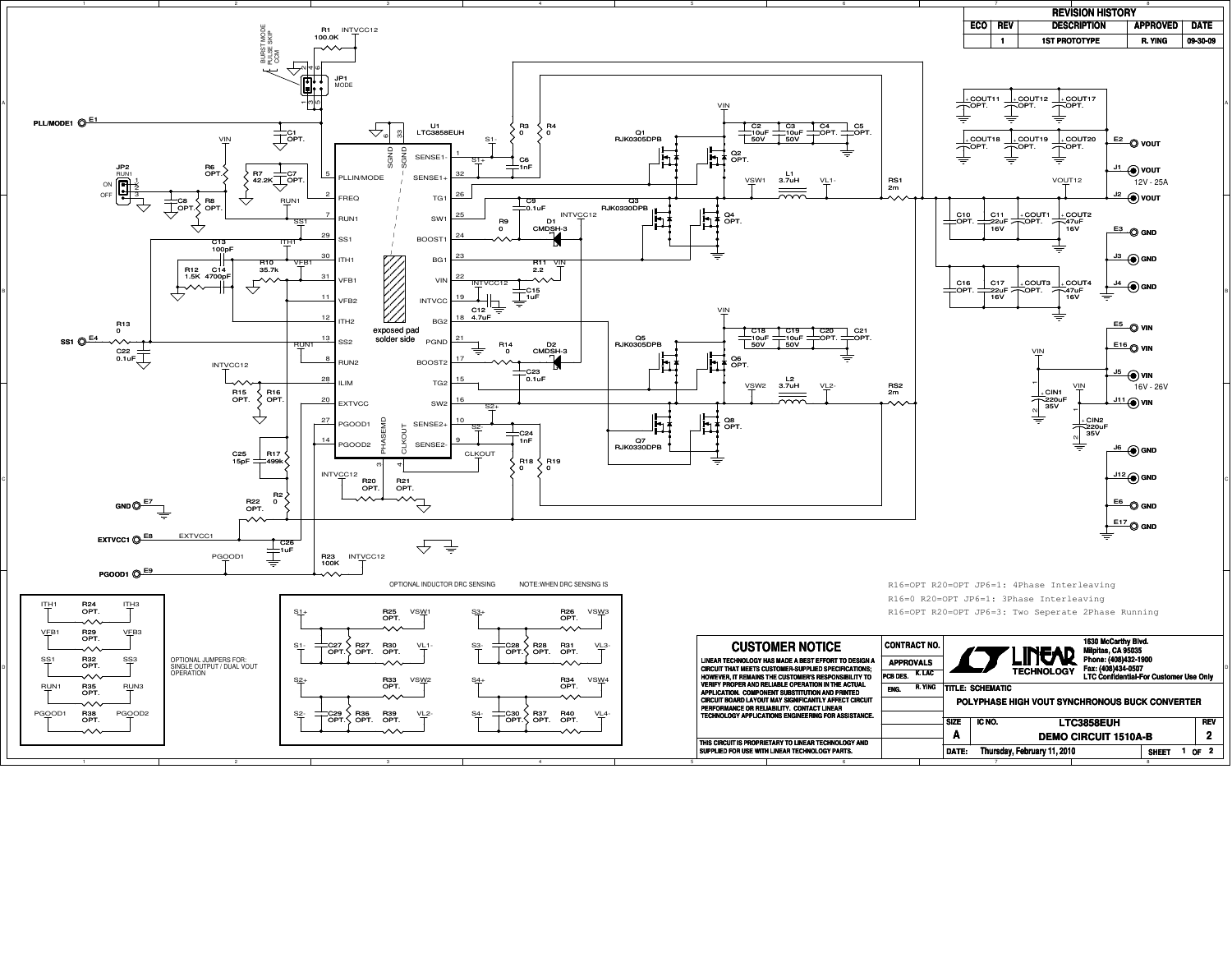## REVISION HISTORY

| ECO | REV | DESCRIPTION | APPROVED | DATE |
|---|---|---|---|---|
| | 1 | 1ST PROTOTYPE | R. YING | 09-30-09 |

U1 LTC3858EUH

Q1 RJK0305DPB, Q3 RJK0330DPB, Q5 RJK0305DPB, Q7 RJK0330DPB

L1 3.7uH, L2 3.7uH, RS1 2m, RS2 2m

VOUT 12V - 25A

VIN 16V - 26V

R16=OPT R20=OPT JP6=1: 4Phase Interleaving

R16=0 R20=OPT JP6=1: 3Phase Interleaving

R16=OPT R20=OPT JP6=3: Two Seperate 2Phase Running

OPTIONAL JUMPERS FOR: SINGLE OUTPUT / DUAL VOUT OPERATION

OPTIONAL INDUCTOR DRC SENSING

NOTE:WHEN DRC SENSING IS

### CUSTOMER NOTICE

LINEAR TECHNOLOGY HAS MADE A BEST EFFORT TO DESIGN A CIRCUIT THAT MEETS CUSTOMER-SUPPLIED SPECIFICATIONS; HOWEVER, IT REMAINS THE CUSTOMER'S RESPONSIBILITY TO VERIFY PROPER AND RELIABLE OPERATION IN THE ACTUAL APPLICATION. COMPONENT SUBSTITUTION AND PRINTED CIRCUIT BOARD LAYOUT MAY SIGNIFICANTLY AFFECT CIRCUIT PERFORMANCE OR RELIABILITY. CONTACT LINEAR TECHNOLOGY APPLICATIONS ENGINEERING FOR ASSISTANCE.

THIS CIRCUIT IS PROPRIETARY TO LINEAR TECHNOLOGY AND SUPPLIED FOR USE WITH LINEAR TECHNOLOGY PARTS.

| CONTRACT NO. | |
|---|---|
| APPROVALS | |
| PCB DES. | K. LAC |
| ENG. | R. YING |

LINEAR TECHNOLOGY
1630 McCarthy Blvd.
Milpitas, CA 95035
Phone: (408)432-1900
Fax: (408)434-0507
LTC Confidential-For Customer Use Only

TITLE: SCHEMATIC

POLYPHASE HIGH VOUT SYNCHRONOUS BUCK CONVERTER

| SIZE | IC NO. | | REV |
|---|---|---|---|
| A | LTC3858EUH | DEMO CIRCUIT 1510A-B | 2 |

DATE: Thursday, February 11, 2010 — SHEET 1 OF 2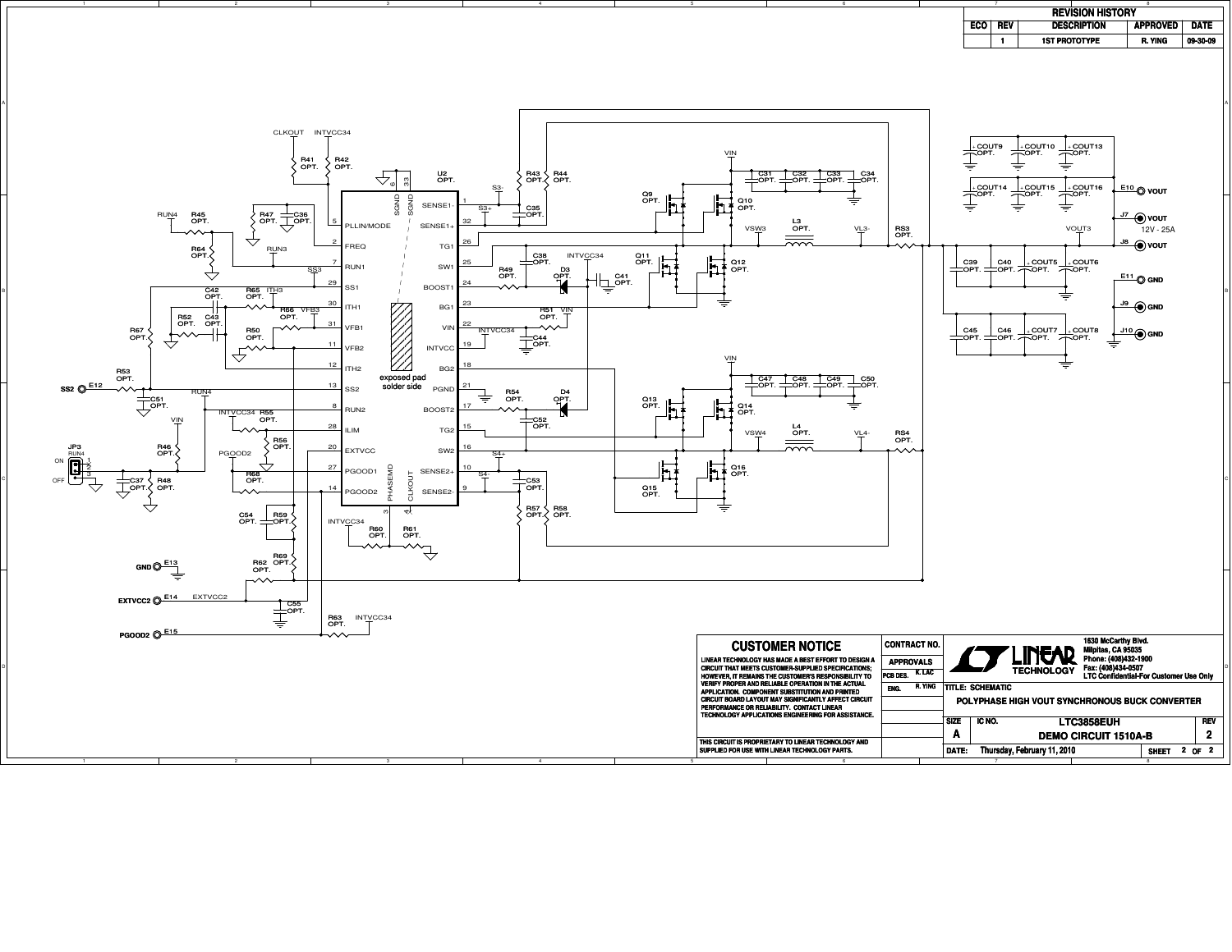## REVISION HISTORY

| ECO | REV | DESCRIPTION | APPROVED | DATE |
|---|---|---|---|---|
| | 1 | 1ST PROTOTYPE | R. YING | 09-30-09 |

U2 OPT.

PLLIN/MODE, FREQ, RUN1, SS1, ITH1, VFB1, VFB2, ITH2, SS2, RUN2, ILIM, EXTVCC, PGOOD1, PGOOD2

SENSE1-, SENSE1+, TG1, SW1, BOOST1, BG1, VIN, INTVCC, BG2, PGND, BOOST2, TG2, SW2, SENSE2+, SENSE2-

SGND, SGND, PHASEMD, CLKOUT

exposed pad solder side

VOUT 12V - 25A

E10 VOUT, J7 VOUT, J8 VOUT, E11 GND, J9 GND, J10 GND

SS2 E12, GND E13, EXTVCC2 E14, PGOOD2 E15

JP3 RUN4: ON / OFF

## CUSTOMER NOTICE

LINEAR TECHNOLOGY HAS MADE A BEST EFFORT TO DESIGN A CIRCUIT THAT MEETS CUSTOMER-SUPPLIED SPECIFICATIONS; HOWEVER, IT REMAINS THE CUSTOMER'S RESPONSIBILITY TO VERIFY PROPER AND RELIABLE OPERATION IN THE ACTUAL APPLICATION. COMPONENT SUBSTITUTION AND PRINTED CIRCUIT BOARD LAYOUT MAY SIGNIFICANTLY AFFECT CIRCUIT PERFORMANCE OR RELIABILITY. CONTACT LINEAR TECHNOLOGY APPLICATIONS ENGINEERING FOR ASSISTANCE.

THIS CIRCUIT IS PROPRIETARY TO LINEAR TECHNOLOGY AND SUPPLIED FOR USE WITH LINEAR TECHNOLOGY PARTS.

CONTRACT NO.

APPROVALS

PCB DES. K. LAC

ENG. R. YING

LINEAR TECHNOLOGY

1630 McCarthy Blvd.
Milpitas, CA 95035
Phone: (408)432-1900
Fax: (408)434-0507
LTC Confidential-For Customer Use Only

TITLE: SCHEMATIC

POLYPHASE HIGH VOUT SYNCHRONOUS BUCK CONVERTER

| SIZE | IC NO. | | REV |
|---|---|---|---|
| A | LTC3858EUH | DEMO CIRCUIT 1510A-B | 2 |

DATE: Thursday, February 11, 2010 — SHEET 2 OF 2